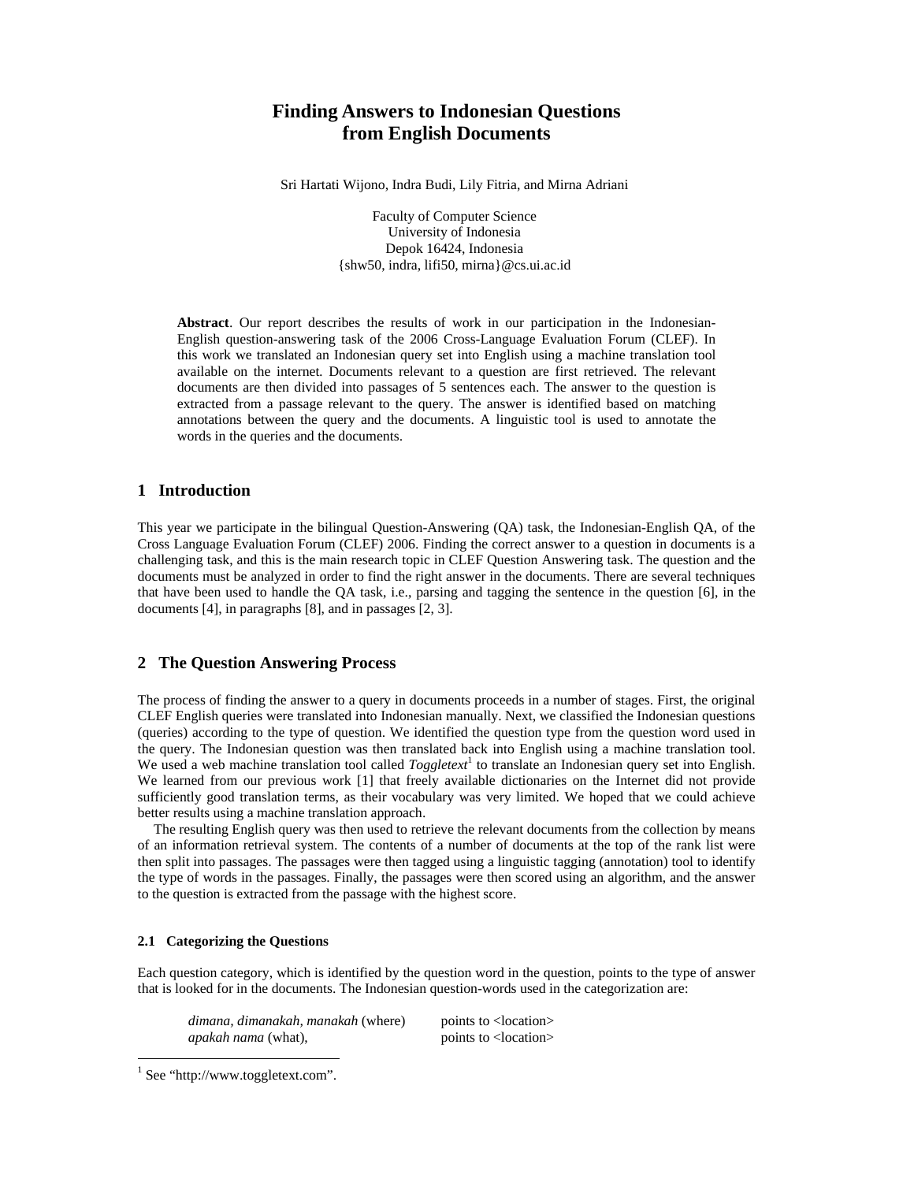# Finding Answers to Indonesian Questions from English Documents

Sri Hartati Wijono, Indra Budi, Lily Fitria, and Mirna Adriani

Faculty of Computer Science
University of Indonesia
Depok 16424, Indonesia
{shw50, indra, lifi50, mirna}@cs.ui.ac.id

**Abstract**. Our report describes the results of work in our participation in the Indonesian-English question-answering task of the 2006 Cross-Language Evaluation Forum (CLEF). In this work we translated an Indonesian query set into English using a machine translation tool available on the internet. Documents relevant to a question are first retrieved. The relevant documents are then divided into passages of 5 sentences each. The answer to the question is extracted from a passage relevant to the query. The answer is identified based on matching annotations between the query and the documents. A linguistic tool is used to annotate the words in the queries and the documents.

## 1 Introduction

This year we participate in the bilingual Question-Answering (QA) task, the Indonesian-English QA, of the Cross Language Evaluation Forum (CLEF) 2006. Finding the correct answer to a question in documents is a challenging task, and this is the main research topic in CLEF Question Answering task. The question and the documents must be analyzed in order to find the right answer in the documents. There are several techniques that have been used to handle the QA task, i.e., parsing and tagging the sentence in the question [6], in the documents [4], in paragraphs [8], and in passages [2, 3].

## 2 The Question Answering Process

The process of finding the answer to a query in documents proceeds in a number of stages. First, the original CLEF English queries were translated into Indonesian manually. Next, we classified the Indonesian questions (queries) according to the type of question. We identified the question type from the question word used in the query. The Indonesian question was then translated back into English using a machine translation tool. We used a web machine translation tool called *Toggletext*[1] to translate an Indonesian query set into English. We learned from our previous work [1] that freely available dictionaries on the Internet did not provide sufficiently good translation terms, as their vocabulary was very limited. We hoped that we could achieve better results using a machine translation approach.

The resulting English query was then used to retrieve the relevant documents from the collection by means of an information retrieval system. The contents of a number of documents at the top of the rank list were then split into passages. The passages were then tagged using a linguistic tagging (annotation) tool to identify the type of words in the passages. Finally, the passages were then scored using an algorithm, and the answer to the question is extracted from the passage with the highest score.

### 2.1 Categorizing the Questions

Each question category, which is identified by the question word in the question, points to the type of answer that is looked for in the documents. The Indonesian question-words used in the categorization are:

| | |
|---|---|
| *dimana, dimanakah, manakah* (where) | points to <location> |
| *apakah nama* (what), | points to <location> |

[1] See "http://www.toggletext.com".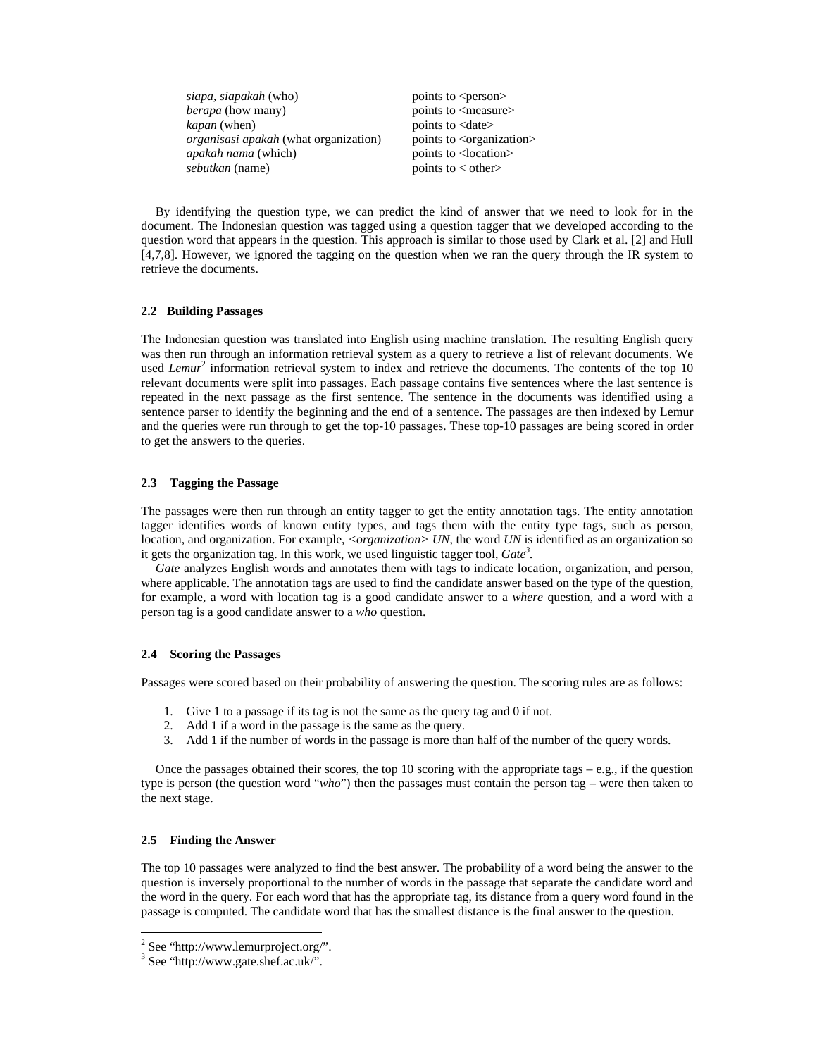| | |
|---|---|
| *siapa, siapakah* (who) | points to <person> |
| *berapa* (how many) | points to <measure> |
| *kapan* (when) | points to <date> |
| *organisasi apakah* (what organization) | points to <organization> |
| *apakah nama* (which) | points to <location> |
| *sebutkan* (name) | points to < other> |

By identifying the question type, we can predict the kind of answer that we need to look for in the document. The Indonesian question was tagged using a question tagger that we developed according to the question word that appears in the question. This approach is similar to those used by Clark et al. [2] and Hull [4,7,8]. However, we ignored the tagging on the question when we ran the query through the IR system to retrieve the documents.

### 2.2 Building Passages

The Indonesian question was translated into English using machine translation. The resulting English query was then run through an information retrieval system as a query to retrieve a list of relevant documents. We used *Lemur*[2] information retrieval system to index and retrieve the documents. The contents of the top 10 relevant documents were split into passages. Each passage contains five sentences where the last sentence is repeated in the next passage as the first sentence. The sentence in the documents was identified using a sentence parser to identify the beginning and the end of a sentence. The passages are then indexed by Lemur and the queries were run through to get the top-10 passages. These top-10 passages are being scored in order to get the answers to the queries.

### 2.3 Tagging the Passage

The passages were then run through an entity tagger to get the entity annotation tags. The entity annotation tagger identifies words of known entity types, and tags them with the entity type tags, such as person, location, and organization. For example, <*organization> UN*, the word *UN* is identified as an organization so it gets the organization tag. In this work, we used linguistic tagger tool, *Gate*[3].

*Gate* analyzes English words and annotates them with tags to indicate location, organization, and person, where applicable. The annotation tags are used to find the candidate answer based on the type of the question, for example, a word with location tag is a good candidate answer to a *where* question, and a word with a person tag is a good candidate answer to a *who* question.

### 2.4 Scoring the Passages

Passages were scored based on their probability of answering the question. The scoring rules are as follows:

1. Give 1 to a passage if its tag is not the same as the query tag and 0 if not.
2. Add 1 if a word in the passage is the same as the query.
3. Add 1 if the number of words in the passage is more than half of the number of the query words.

Once the passages obtained their scores, the top 10 scoring with the appropriate tags – e.g., if the question type is person (the question word "*who*") then the passages must contain the person tag – were then taken to the next stage.

### 2.5 Finding the Answer

The top 10 passages were analyzed to find the best answer. The probability of a word being the answer to the question is inversely proportional to the number of words in the passage that separate the candidate word and the word in the query. For each word that has the appropriate tag, its distance from a query word found in the passage is computed. The candidate word that has the smallest distance is the final answer to the question.

---

[2] See "http://www.lemurproject.org/".
[3] See "http://www.gate.shef.ac.uk/".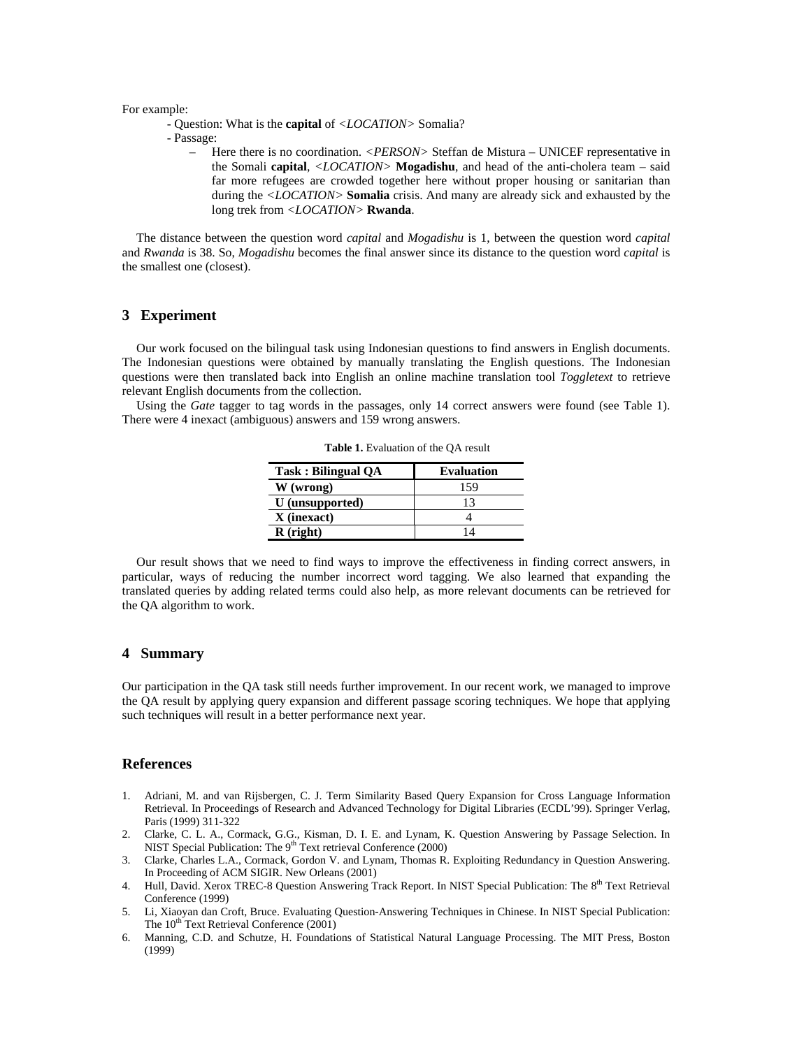For example:

- Question: What is the **capital** of *<LOCATION>* Somalia?
- Passage:
  - Here there is no coordination. *<PERSON>* Steffan de Mistura – UNICEF representative in the Somali **capital**, *<LOCATION>* **Mogadishu**, and head of the anti-cholera team – said far more refugees are crowded together here without proper housing or sanitarian than during the *<LOCATION>* **Somalia** crisis. And many are already sick and exhausted by the long trek from *<LOCATION>* **Rwanda**.

The distance between the question word *capital* and *Mogadishu* is 1, between the question word *capital* and *Rwanda* is 38. So, *Mogadishu* becomes the final answer since its distance to the question word *capital* is the smallest one (closest).

## 3 Experiment

Our work focused on the bilingual task using Indonesian questions to find answers in English documents. The Indonesian questions were obtained by manually translating the English questions. The Indonesian questions were then translated back into English an online machine translation tool *Toggletext* to retrieve relevant English documents from the collection.

Using the *Gate* tagger to tag words in the passages, only 14 correct answers were found (see Table 1). There were 4 inexact (ambiguous) answers and 159 wrong answers.

**Table 1.** Evaluation of the QA result

| Task : Bilingual QA | Evaluation |
|---|---|
| **W (wrong)** | 159 |
| **U (unsupported)** | 13 |
| **X (inexact)** | 4 |
| **R (right)** | 14 |

Our result shows that we need to find ways to improve the effectiveness in finding correct answers, in particular, ways of reducing the number incorrect word tagging. We also learned that expanding the translated queries by adding related terms could also help, as more relevant documents can be retrieved for the QA algorithm to work.

## 4 Summary

Our participation in the QA task still needs further improvement. In our recent work, we managed to improve the QA result by applying query expansion and different passage scoring techniques. We hope that applying such techniques will result in a better performance next year.

## References

1. Adriani, M. and van Rijsbergen, C. J. Term Similarity Based Query Expansion for Cross Language Information Retrieval. In Proceedings of Research and Advanced Technology for Digital Libraries (ECDL'99). Springer Verlag, Paris (1999) 311-322
2. Clarke, C. L. A., Cormack, G.G., Kisman, D. I. E. and Lynam, K. Question Answering by Passage Selection. In NIST Special Publication: The 9th Text retrieval Conference (2000)
3. Clarke, Charles L.A., Cormack, Gordon V. and Lynam, Thomas R. Exploiting Redundancy in Question Answering. In Proceeding of ACM SIGIR. New Orleans (2001)
4. Hull, David. Xerox TREC-8 Question Answering Track Report. In NIST Special Publication: The 8th Text Retrieval Conference (1999)
5. Li, Xiaoyan dan Croft, Bruce. Evaluating Question-Answering Techniques in Chinese. In NIST Special Publication: The 10th Text Retrieval Conference (2001)
6. Manning, C.D. and Schutze, H. Foundations of Statistical Natural Language Processing. The MIT Press, Boston (1999)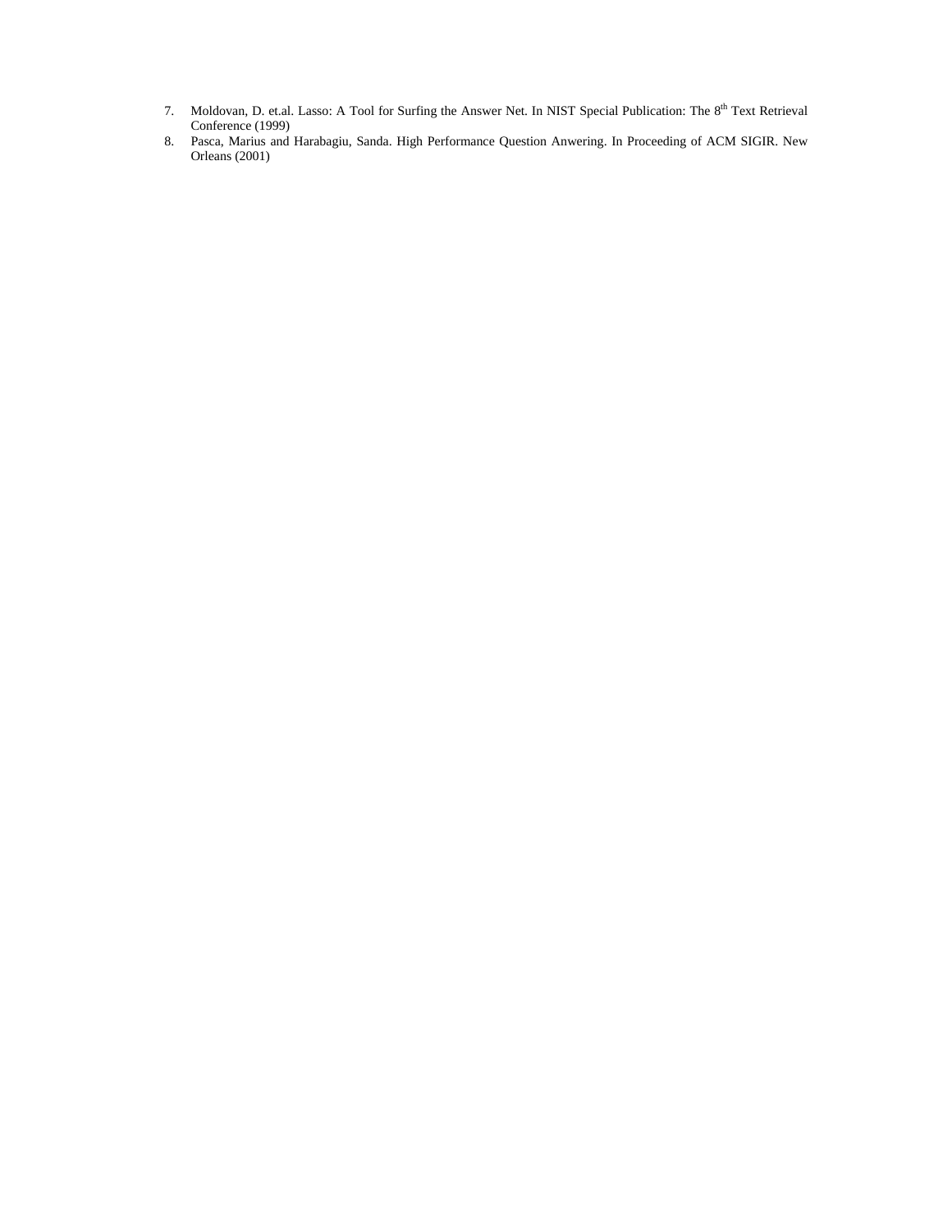7. Moldovan, D. et.al. Lasso: A Tool for Surfing the Answer Net. In NIST Special Publication: The 8th Text Retrieval Conference (1999)
8. Pasca, Marius and Harabagiu, Sanda. High Performance Question Anwering. In Proceeding of ACM SIGIR. New Orleans (2001)